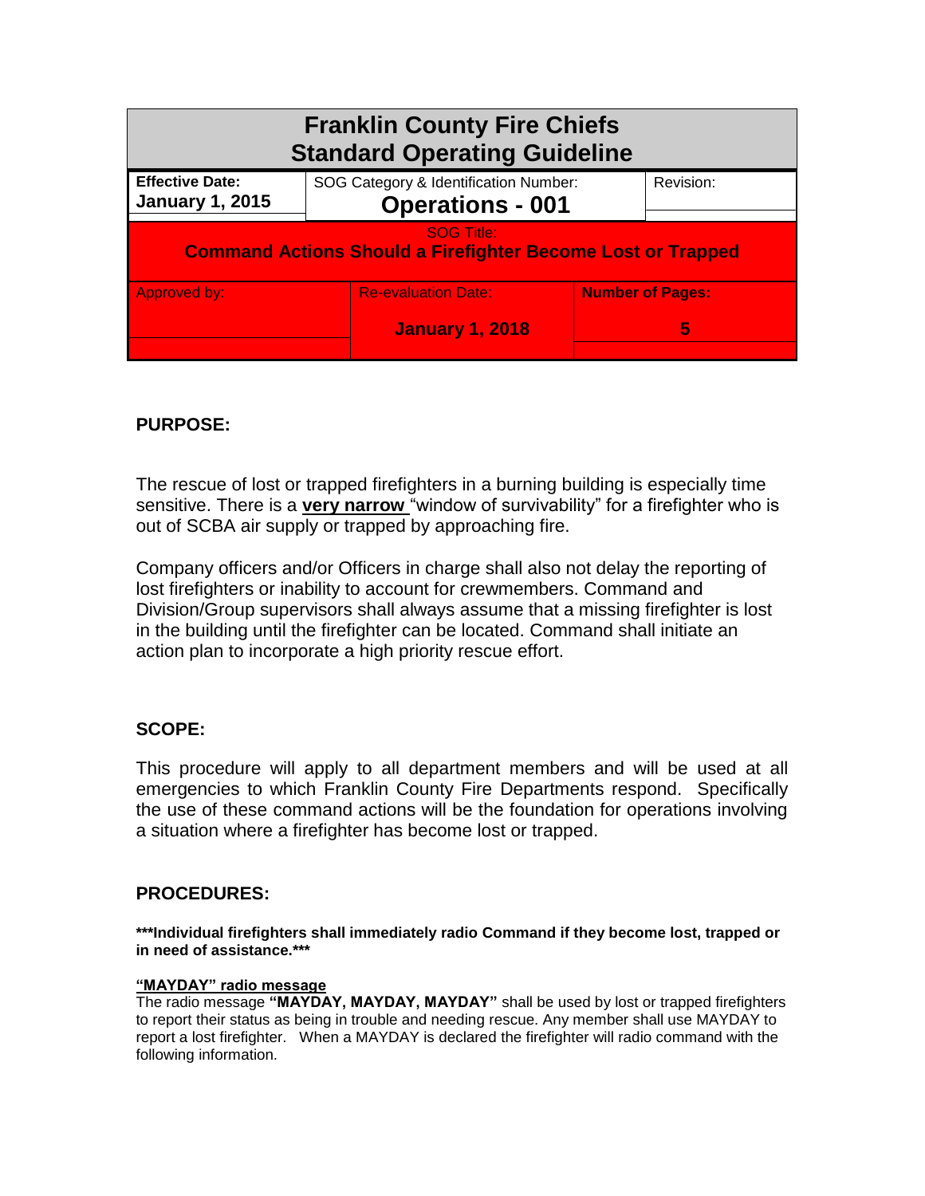# Franklin County Fire Chiefs
# Standard Operating Guideline

| **Effective Date:** **January 1, 2015** | SOG Category & Identification Number: **Operations - 001** | | Revision: |
|---|---|---|---|
| SOG Title: **Command Actions Should a Firefighter Become Lost or Trapped** | | | |
| Approved by: | Re-evaluation Date: **January 1, 2018** | **Number of Pages:** **5** | |

## PURPOSE:

The rescue of lost or trapped firefighters in a burning building is especially time sensitive. There is a **very narrow** "window of survivability" for a firefighter who is out of SCBA air supply or trapped by approaching fire.

Company officers and/or Officers in charge shall also not delay the reporting of lost firefighters or inability to account for crewmembers. Command and Division/Group supervisors shall always assume that a missing firefighter is lost in the building until the firefighter can be located. Command shall initiate an action plan to incorporate a high priority rescue effort.

## SCOPE:

This procedure will apply to all department members and will be used at all emergencies to which Franklin County Fire Departments respond. Specifically the use of these command actions will be the foundation for operations involving a situation where a firefighter has become lost or trapped.

## PROCEDURES:

**\*\*\*Individual firefighters shall immediately radio Command if they become lost, trapped or in need of assistance.\*\*\***

**"MAYDAY" radio message**

The radio message **"MAYDAY, MAYDAY, MAYDAY"** shall be used by lost or trapped firefighters to report their status as being in trouble and needing rescue. Any member shall use MAYDAY to report a lost firefighter. When a MAYDAY is declared the firefighter will radio command with the following information.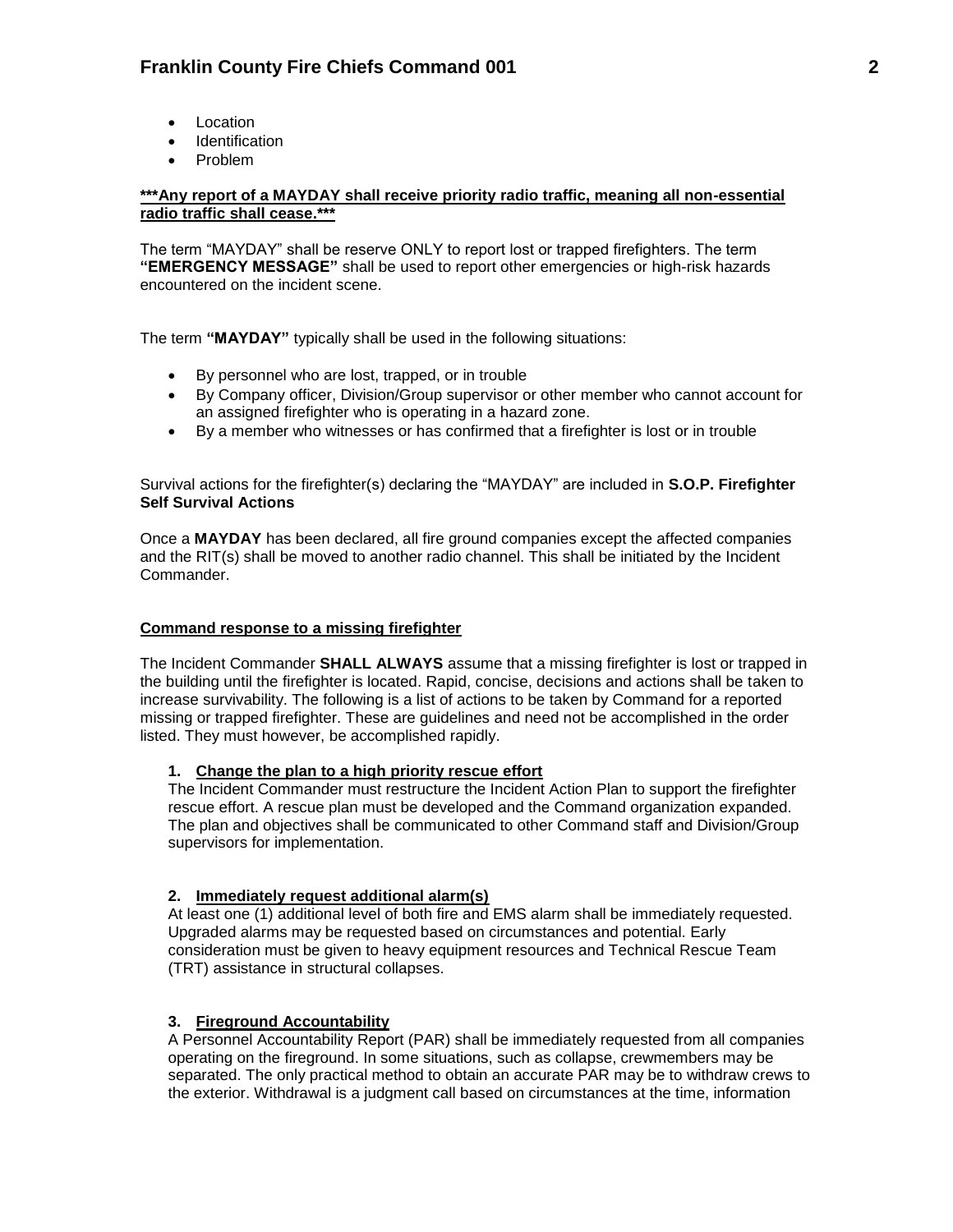- Location
- Identification
- Problem

**<u>***Any report of a MAYDAY shall receive priority radio traffic, meaning all non-essential radio traffic shall cease.***</u>**

The term "MAYDAY" shall be reserve ONLY to report lost or trapped firefighters. The term **"EMERGENCY MESSAGE"** shall be used to report other emergencies or high-risk hazards encountered on the incident scene.

The term **"MAYDAY"** typically shall be used in the following situations:

- By personnel who are lost, trapped, or in trouble
- By Company officer, Division/Group supervisor or other member who cannot account for an assigned firefighter who is operating in a hazard zone.
- By a member who witnesses or has confirmed that a firefighter is lost or in trouble

Survival actions for the firefighter(s) declaring the "MAYDAY" are included in **S.O.P. Firefighter Self Survival Actions**

Once a **MAYDAY** has been declared, all fire ground companies except the affected companies and the RIT(s) shall be moved to another radio channel. This shall be initiated by the Incident Commander.

**<u>Command response to a missing firefighter</u>**

The Incident Commander **SHALL ALWAYS** assume that a missing firefighter is lost or trapped in the building until the firefighter is located. Rapid, concise, decisions and actions shall be taken to increase survivability. The following is a list of actions to be taken by Command for a reported missing or trapped firefighter. These are guidelines and need not be accomplished in the order listed. They must however, be accomplished rapidly.

1. **<u>Change the plan to a high priority rescue effort</u>**
   The Incident Commander must restructure the Incident Action Plan to support the firefighter rescue effort. A rescue plan must be developed and the Command organization expanded. The plan and objectives shall be communicated to other Command staff and Division/Group supervisors for implementation.

2. **<u>Immediately request additional alarm(s)</u>**
   At least one (1) additional level of both fire and EMS alarm shall be immediately requested. Upgraded alarms may be requested based on circumstances and potential. Early consideration must be given to heavy equipment resources and Technical Rescue Team (TRT) assistance in structural collapses.

3. **<u>Fireground Accountability</u>**
   A Personnel Accountability Report (PAR) shall be immediately requested from all companies operating on the fireground. In some situations, such as collapse, crewmembers may be separated. The only practical method to obtain an accurate PAR may be to withdraw crews to the exterior. Withdrawal is a judgment call based on circumstances at the time, information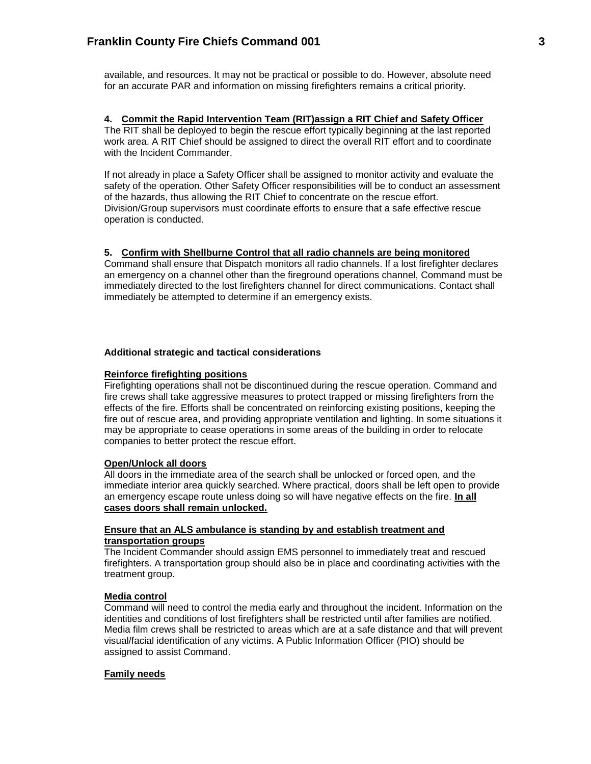available, and resources. It may not be practical or possible to do. However, absolute need for an accurate PAR and information on missing firefighters remains a critical priority.

**4. Commit the Rapid Intervention Team (RIT)assign a RIT Chief and Safety Officer**

The RIT shall be deployed to begin the rescue effort typically beginning at the last reported work area. A RIT Chief should be assigned to direct the overall RIT effort and to coordinate with the Incident Commander.

If not already in place a Safety Officer shall be assigned to monitor activity and evaluate the safety of the operation. Other Safety Officer responsibilities will be to conduct an assessment of the hazards, thus allowing the RIT Chief to concentrate on the rescue effort. Division/Group supervisors must coordinate efforts to ensure that a safe effective rescue operation is conducted.

**5. Confirm with Shellburne Control that all radio channels are being monitored**

Command shall ensure that Dispatch monitors all radio channels. If a lost firefighter declares an emergency on a channel other than the fireground operations channel, Command must be immediately directed to the lost firefighters channel for direct communications. Contact shall immediately be attempted to determine if an emergency exists.

**Additional strategic and tactical considerations**

**Reinforce firefighting positions**

Firefighting operations shall not be discontinued during the rescue operation. Command and fire crews shall take aggressive measures to protect trapped or missing firefighters from the effects of the fire. Efforts shall be concentrated on reinforcing existing positions, keeping the fire out of rescue area, and providing appropriate ventilation and lighting. In some situations it may be appropriate to cease operations in some areas of the building in order to relocate companies to better protect the rescue effort.

**Open/Unlock all doors**

All doors in the immediate area of the search shall be unlocked or forced open, and the immediate interior area quickly searched. Where practical, doors shall be left open to provide an emergency escape route unless doing so will have negative effects on the fire. **In all cases doors shall remain unlocked.**

**Ensure that an ALS ambulance is standing by and establish treatment and transportation groups**

The Incident Commander should assign EMS personnel to immediately treat and rescued firefighters. A transportation group should also be in place and coordinating activities with the treatment group.

**Media control**

Command will need to control the media early and throughout the incident. Information on the identities and conditions of lost firefighters shall be restricted until after families are notified. Media film crews shall be restricted to areas which are at a safe distance and that will prevent visual/facial identification of any victims. A Public Information Officer (PIO) should be assigned to assist Command.

**Family needs**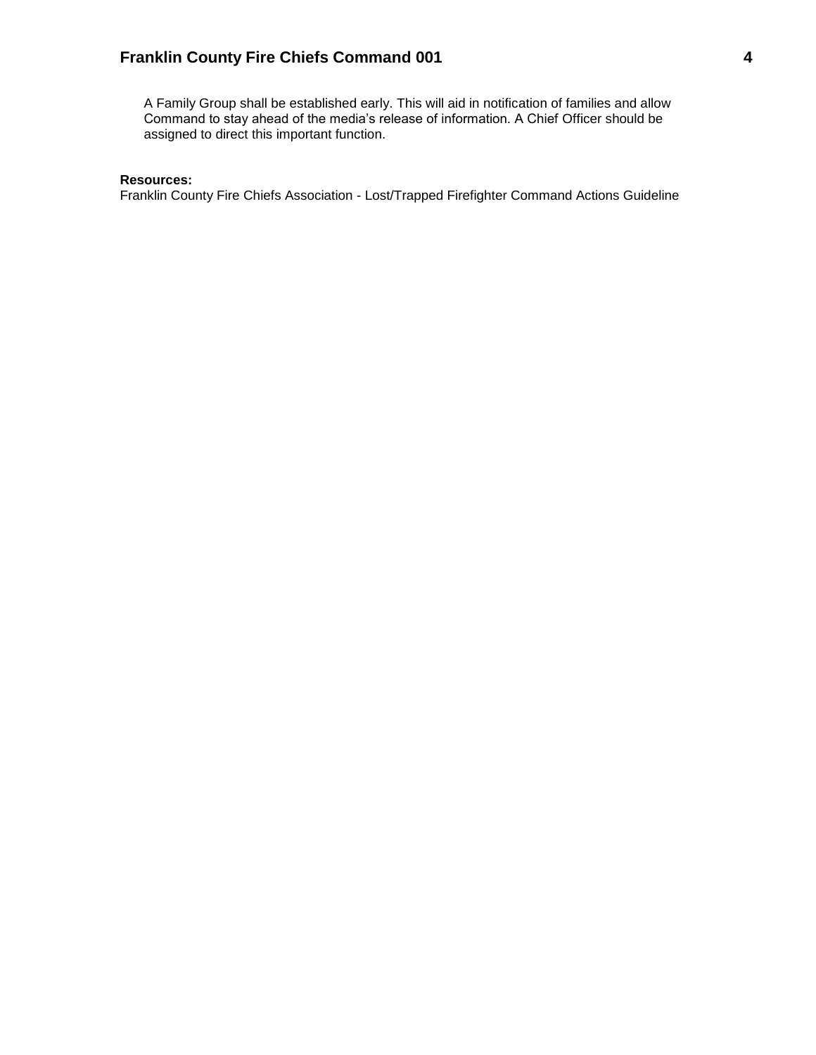A Family Group shall be established early. This will aid in notification of families and allow Command to stay ahead of the media's release of information. A Chief Officer should be assigned to direct this important function.

**Resources:**

Franklin County Fire Chiefs Association - Lost/Trapped Firefighter Command Actions Guideline